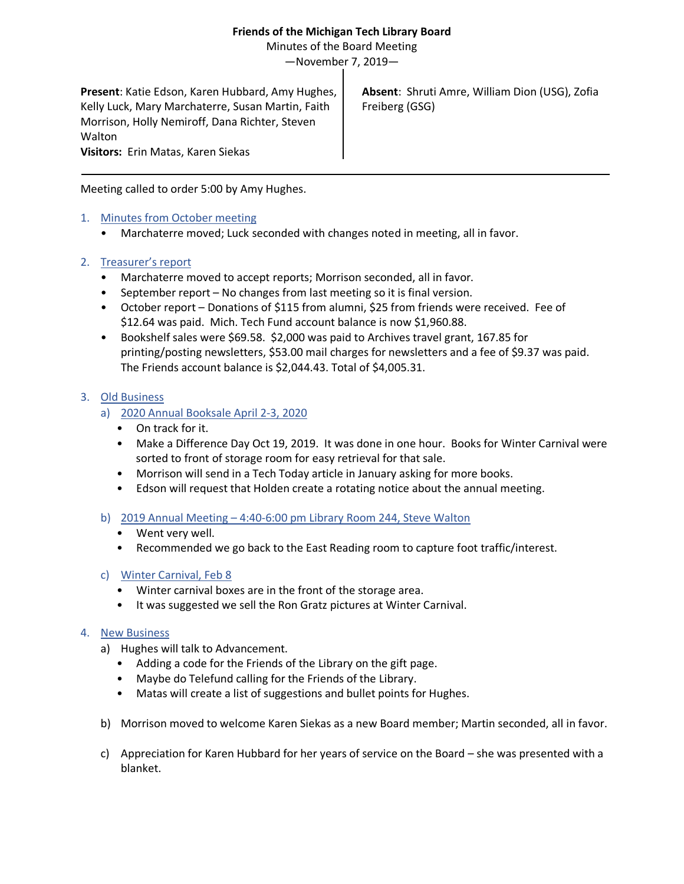**Friends of the Michigan Tech Library Board**

Minutes of the Board Meeting

—November 7, 2019—

**Present**: Katie Edson, Karen Hubbard, Amy Hughes, Kelly Luck, Mary Marchaterre, Susan Martin, Faith Morrison, Holly Nemiroff, Dana Richter, Steven Walton

**Visitors:** Erin Matas, Karen Siekas

**Absent**: Shruti Amre, William Dion (USG), Zofia Freiberg (GSG)

---

Meeting called to order 5:00 by Amy Hughes.

1. Minutes from October meeting
   - Marchaterre moved; Luck seconded with changes noted in meeting, all in favor.

2. Treasurer's report
   - Marchaterre moved to accept reports; Morrison seconded, all in favor.
   - September report – No changes from last meeting so it is final version.
   - October report – Donations of $115 from alumni, $25 from friends were received. Fee of $12.64 was paid. Mich. Tech Fund account balance is now $1,960.88.
   - Bookshelf sales were $69.58. $2,000 was paid to Archives travel grant, 167.85 for printing/posting newsletters, $53.00 mail charges for newsletters and a fee of $9.37 was paid. The Friends account balance is $2,044.43. Total of $4,005.31.

3. Old Business
   a) 2020 Annual Booksale April 2-3, 2020
      - On track for it.
      - Make a Difference Day Oct 19, 2019. It was done in one hour. Books for Winter Carnival were sorted to front of storage room for easy retrieval for that sale.
      - Morrison will send in a Tech Today article in January asking for more books.
      - Edson will request that Holden create a rotating notice about the annual meeting.

   b) 2019 Annual Meeting – 4:40-6:00 pm Library Room 244, Steve Walton
      - Went very well.
      - Recommended we go back to the East Reading room to capture foot traffic/interest.

   c) Winter Carnival, Feb 8
      - Winter carnival boxes are in the front of the storage area.
      - It was suggested we sell the Ron Gratz pictures at Winter Carnival.

4. New Business
   a) Hughes will talk to Advancement.
      - Adding a code for the Friends of the Library on the gift page.
      - Maybe do Telefund calling for the Friends of the Library.
      - Matas will create a list of suggestions and bullet points for Hughes.

   b) Morrison moved to welcome Karen Siekas as a new Board member; Martin seconded, all in favor.

   c) Appreciation for Karen Hubbard for her years of service on the Board – she was presented with a blanket.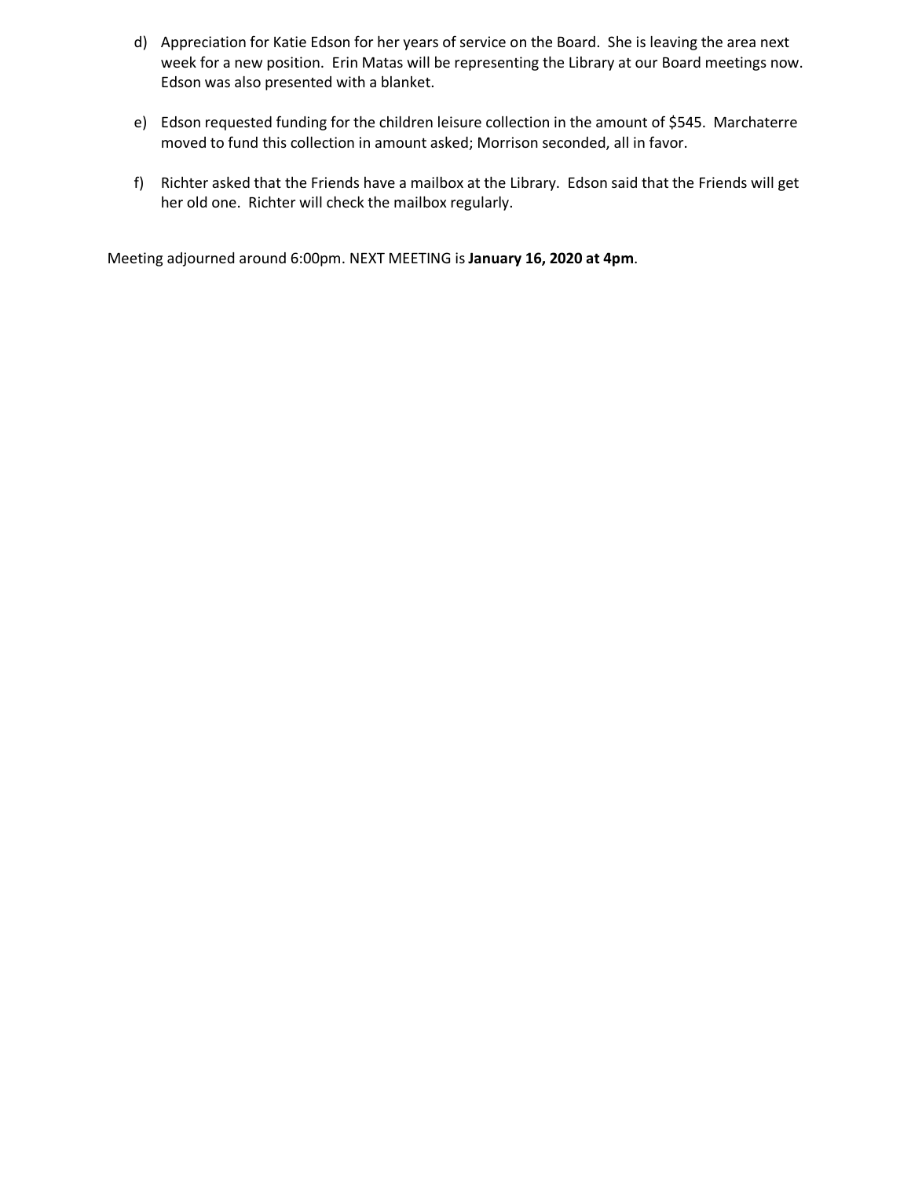d) Appreciation for Katie Edson for her years of service on the Board. She is leaving the area next week for a new position. Erin Matas will be representing the Library at our Board meetings now. Edson was also presented with a blanket.

e) Edson requested funding for the children leisure collection in the amount of $545. Marchaterre moved to fund this collection in amount asked; Morrison seconded, all in favor.

f) Richter asked that the Friends have a mailbox at the Library. Edson said that the Friends will get her old one. Richter will check the mailbox regularly.

Meeting adjourned around 6:00pm. NEXT MEETING is **January 16, 2020 at 4pm**.